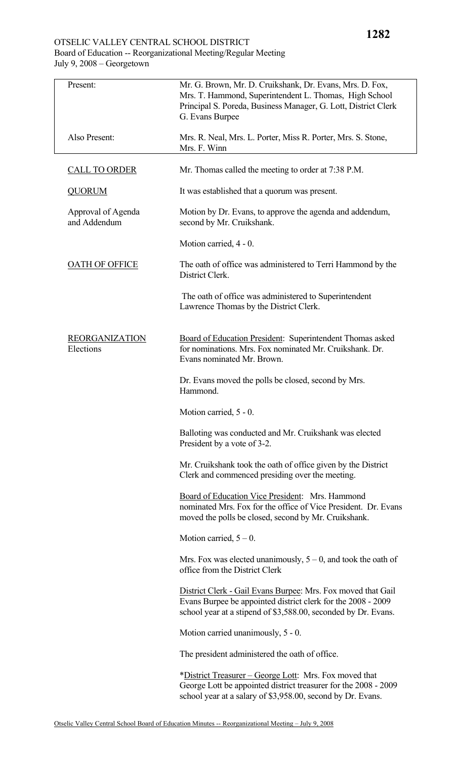OTSELIC VALLEY CENTRAL SCHOOL DISTRICT
Board of Education -- Reorganizational Meeting/Regular Meeting
July 9, 2008 – Georgetown

| Present: | Mr. G. Brown, Mr. D. Cruikshank, Dr. Evans, Mrs. D. Fox, Mrs. T. Hammond, Superintendent L. Thomas, High School Principal S. Poreda, Business Manager, G. Lott, District Clerk G. Evans Burpee |
|---|---|
| Also Present: | Mrs. R. Neal, Mrs. L. Porter, Miss R. Porter, Mrs. S. Stone, Mrs. F. Winn |

**CALL TO ORDER** — Mr. Thomas called the meeting to order at 7:38 P.M.

**QUORUM** — It was established that a quorum was present.

**Approval of Agenda and Addendum** — Motion by Dr. Evans, to approve the agenda and addendum, second by Mr. Cruikshank.

Motion carried, 4 - 0.

**OATH OF OFFICE** — The oath of office was administered to Terri Hammond by the District Clerk.

The oath of office was administered to Superintendent Lawrence Thomas by the District Clerk.

**REORGANIZATION Elections**

Board of Education President: Superintendent Thomas asked for nominations. Mrs. Fox nominated Mr. Cruikshank. Dr. Evans nominated Mr. Brown.

Dr. Evans moved the polls be closed, second by Mrs. Hammond.

Motion carried, 5 - 0.

Balloting was conducted and Mr. Cruikshank was elected President by a vote of 3-2.

Mr. Cruikshank took the oath of office given by the District Clerk and commenced presiding over the meeting.

Board of Education Vice President: Mrs. Hammond nominated Mrs. Fox for the office of Vice President. Dr. Evans moved the polls be closed, second by Mr. Cruikshank.

Motion carried, 5 – 0.

Mrs. Fox was elected unanimously, 5 – 0, and took the oath of office from the District Clerk

District Clerk - Gail Evans Burpee: Mrs. Fox moved that Gail Evans Burpee be appointed district clerk for the 2008 - 2009 school year at a stipend of $3,588.00, seconded by Dr. Evans.

Motion carried unanimously, 5 - 0.

The president administered the oath of office.

*District Treasurer – George Lott: Mrs. Fox moved that George Lott be appointed district treasurer for the 2008 - 2009 school year at a salary of $3,958.00, second by Dr. Evans.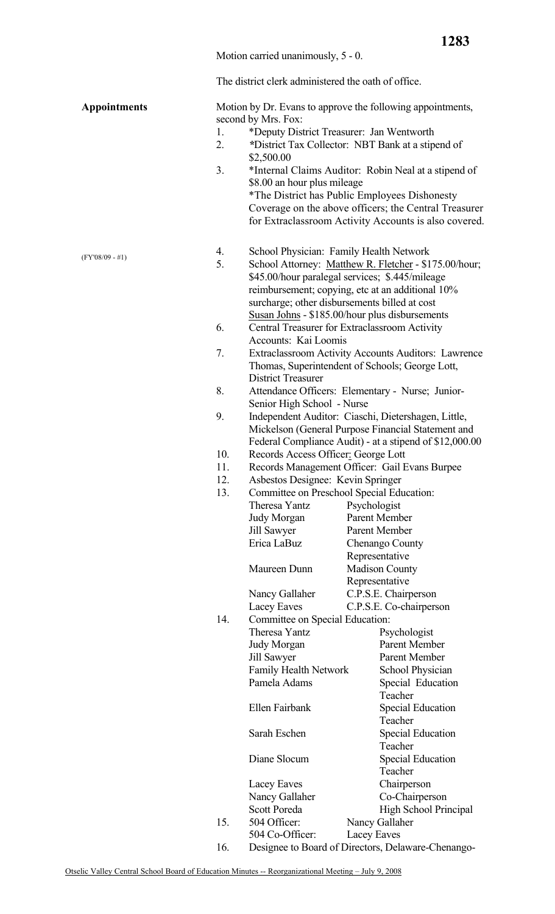Motion carried unanimously, 5 - 0.

The district clerk administered the oath of office.

**Appointments**

Motion by Dr. Evans to approve the following appointments, second by Mrs. Fox:

1. *Deputy District Treasurer: Jan Wentworth
2. *District Tax Collector: NBT Bank at a stipend of $2,500.00
3. *Internal Claims Auditor: Robin Neal at a stipend of $8.00 an hour plus mileage

   *The District has Public Employees Dishonesty Coverage on the above officers; the Central Treasurer for Extraclassroom Activity Accounts is also covered.

(FY'08/09 - #1)

4. School Physician: Family Health Network
5. School Attorney: Matthew R. Fletcher - $175.00/hour; $45.00/hour paralegal services; $.445/mileage reimbursement; copying, etc at an additional 10% surcharge; other disbursements billed at cost

   Susan Johns - $185.00/hour plus disbursements
6. Central Treasurer for Extraclassroom Activity Accounts: Kai Loomis
7. Extraclassroom Activity Accounts Auditors: Lawrence Thomas, Superintendent of Schools; George Lott, District Treasurer
8. Attendance Officers: Elementary - Nurse; Junior-Senior High School - Nurse
9. Independent Auditor: Ciaschi, Dietershagen, Little, Mickelson (General Purpose Financial Statement and Federal Compliance Audit) - at a stipend of $12,000.00
10. Records Access Officer: George Lott
11. Records Management Officer: Gail Evans Burpee
12. Asbestos Designee: Kevin Springer
13. Committee on Preschool Special Education:

| | |
|---|---|
| Theresa Yantz | Psychologist |
| Judy Morgan | Parent Member |
| Jill Sawyer | Parent Member |
| Erica LaBuz | Chenango County Representative |
| Maureen Dunn | Madison County Representative |
| Nancy Gallaher | C.P.S.E. Chairperson |
| Lacey Eaves | C.P.S.E. Co-chairperson |

14. Committee on Special Education:

| | |
|---|---|
| Theresa Yantz | Psychologist |
| Judy Morgan | Parent Member |
| Jill Sawyer | Parent Member |
| Family Health Network | School Physician |
| Pamela Adams | Special Education Teacher |
| Ellen Fairbank | Special Education Teacher |
| Sarah Eschen | Special Education Teacher |
| Diane Slocum | Special Education Teacher |
| Lacey Eaves | Chairperson |
| Nancy Gallaher | Co-Chairperson |
| Scott Poreda | High School Principal |

15. 504 Officer: Nancy Gallaher

    504 Co-Officer: Lacey Eaves
16. Designee to Board of Directors, Delaware-Chenango-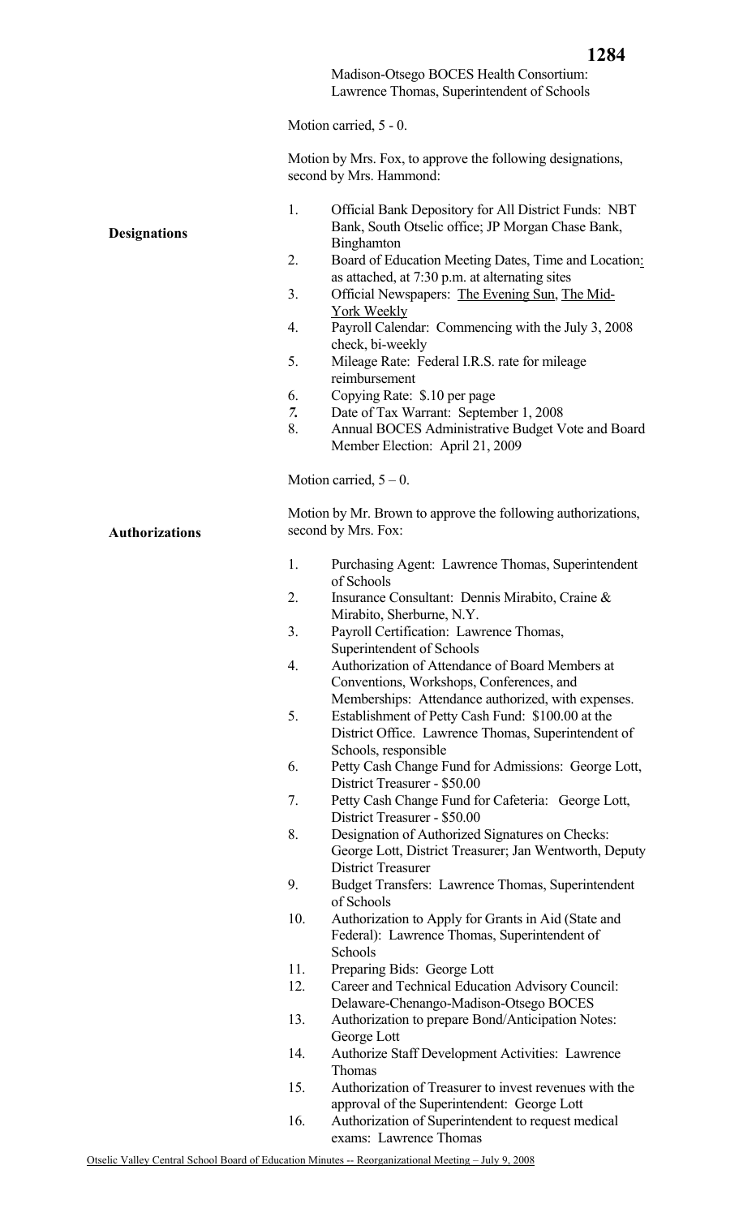Madison-Otsego BOCES Health Consortium: Lawrence Thomas, Superintendent of Schools

Motion carried, 5 - 0.

**Designations**

Motion by Mrs. Fox, to approve the following designations, second by Mrs. Hammond:

1. Official Bank Depository for All District Funds: NBT Bank, South Otselic office; JP Morgan Chase Bank, Binghamton
2. Board of Education Meeting Dates, Time and Location: as attached, at 7:30 p.m. at alternating sites
3. Official Newspapers: The Evening Sun, The Mid-York Weekly
4. Payroll Calendar: Commencing with the July 3, 2008 check, bi-weekly
5. Mileage Rate: Federal I.R.S. rate for mileage reimbursement
6. Copying Rate: $.10 per page
7. Date of Tax Warrant: September 1, 2008
8. Annual BOCES Administrative Budget Vote and Board Member Election: April 21, 2009

Motion carried, 5 – 0.

**Authorizations**

Motion by Mr. Brown to approve the following authorizations, second by Mrs. Fox:

1. Purchasing Agent: Lawrence Thomas, Superintendent of Schools
2. Insurance Consultant: Dennis Mirabito, Craine & Mirabito, Sherburne, N.Y.
3. Payroll Certification: Lawrence Thomas, Superintendent of Schools
4. Authorization of Attendance of Board Members at Conventions, Workshops, Conferences, and Memberships: Attendance authorized, with expenses.
5. Establishment of Petty Cash Fund: $100.00 at the District Office. Lawrence Thomas, Superintendent of Schools, responsible
6. Petty Cash Change Fund for Admissions: George Lott, District Treasurer - $50.00
7. Petty Cash Change Fund for Cafeteria: George Lott, District Treasurer - $50.00
8. Designation of Authorized Signatures on Checks: George Lott, District Treasurer; Jan Wentworth, Deputy District Treasurer
9. Budget Transfers: Lawrence Thomas, Superintendent of Schools
10. Authorization to Apply for Grants in Aid (State and Federal): Lawrence Thomas, Superintendent of Schools
11. Preparing Bids: George Lott
12. Career and Technical Education Advisory Council: Delaware-Chenango-Madison-Otsego BOCES
13. Authorization to prepare Bond/Anticipation Notes: George Lott
14. Authorize Staff Development Activities: Lawrence Thomas
15. Authorization of Treasurer to invest revenues with the approval of the Superintendent: George Lott
16. Authorization of Superintendent to request medical exams: Lawrence Thomas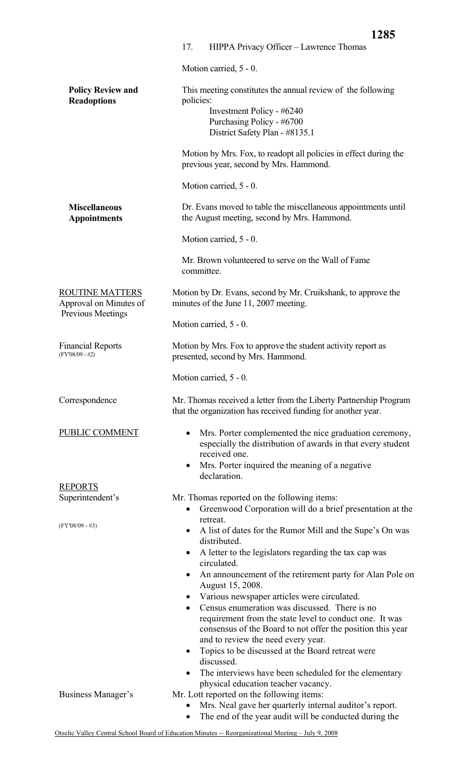17. HIPPA Privacy Officer – Lawrence Thomas

Motion carried, 5 - 0.

**Policy Review and Readoptions**

This meeting constitutes the annual review of the following policies:

Investment Policy - #6240
Purchasing Policy - #6700
District Safety Plan - #8135.1

Motion by Mrs. Fox, to readopt all policies in effect during the previous year, second by Mrs. Hammond.

Motion carried, 5 - 0.

**Miscellaneous Appointments**

Dr. Evans moved to table the miscellaneous appointments until the August meeting, second by Mrs. Hammond.

Motion carried, 5 - 0.

Mr. Brown volunteered to serve on the Wall of Fame committee.

ROUTINE MATTERS

Approval on Minutes of Previous Meetings

Motion by Dr. Evans, second by Mr. Cruikshank, to approve the minutes of the June 11, 2007 meeting.

Motion carried, 5 - 0.

Financial Reports
(FY'08/09 - #2)

Motion by Mrs. Fox to approve the student activity report as presented, second by Mrs. Hammond.

Motion carried, 5 - 0.

Correspondence

Mr. Thomas received a letter from the Liberty Partnership Program that the organization has received funding for another year.

PUBLIC COMMENT

- Mrs. Porter complemented the nice graduation ceremony, especially the distribution of awards in that every student received one.
- Mrs. Porter inquired the meaning of a negative declaration.

REPORTS

Superintendent's
(FY'08/09 - #3)

Mr. Thomas reported on the following items:

- Greenwood Corporation will do a brief presentation at the retreat.
- A list of dates for the Rumor Mill and the Supe's On was distributed.
- A letter to the legislators regarding the tax cap was circulated.
- An announcement of the retirement party for Alan Pole on August 15, 2008.
- Various newspaper articles were circulated.
- Census enumeration was discussed. There is no requirement from the state level to conduct one. It was consensus of the Board to not offer the position this year and to review the need every year.
- Topics to be discussed at the Board retreat were discussed.
- The interviews have been scheduled for the elementary physical education teacher vacancy.

Business Manager's

Mr. Lott reported on the following items:

- Mrs. Neal gave her quarterly internal auditor's report.
- The end of the year audit will be conducted during the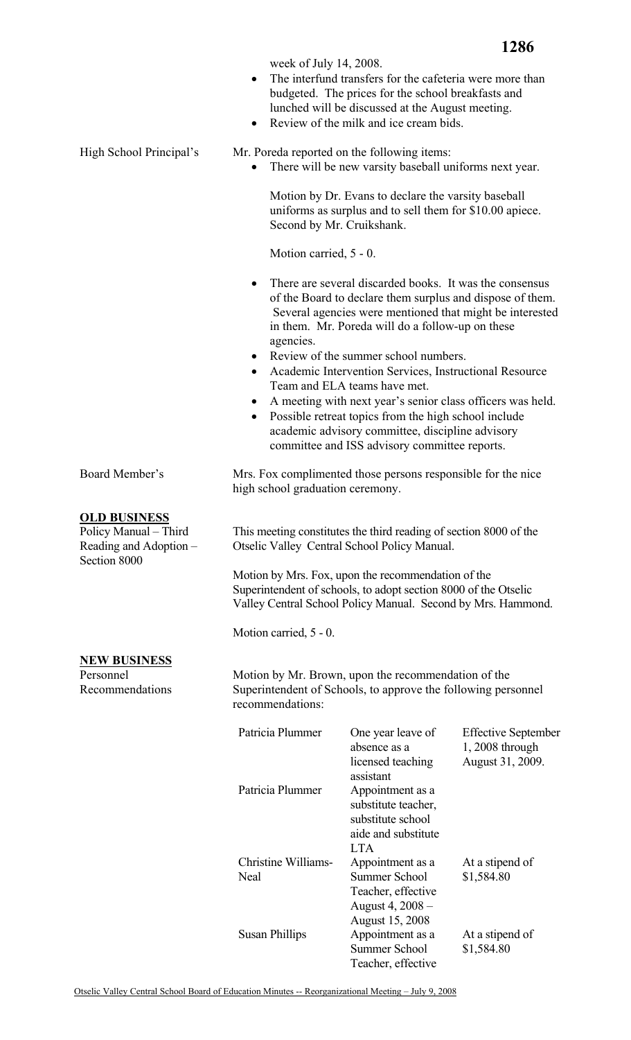week of July 14, 2008.

- The interfund transfers for the cafeteria were more than budgeted. The prices for the school breakfasts and lunched will be discussed at the August meeting.
- Review of the milk and ice cream bids.

High School Principal's

Mr. Poreda reported on the following items:

- There will be new varsity baseball uniforms next year.

  Motion by Dr. Evans to declare the varsity baseball uniforms as surplus and to sell them for $10.00 apiece. Second by Mr. Cruikshank.

  Motion carried, 5 - 0.

- There are several discarded books. It was the consensus of the Board to declare them surplus and dispose of them. Several agencies were mentioned that might be interested in them. Mr. Poreda will do a follow-up on these agencies.
- Review of the summer school numbers.
- Academic Intervention Services, Instructional Resource Team and ELA teams have met.
- A meeting with next year's senior class officers was held.
- Possible retreat topics from the high school include academic advisory committee, discipline advisory committee and ISS advisory committee reports.

Board Member's

Mrs. Fox complimented those persons responsible for the nice high school graduation ceremony.

## **OLD BUSINESS**

Policy Manual – Third Reading and Adoption – Section 8000

This meeting constitutes the third reading of section 8000 of the Otselic Valley Central School Policy Manual.

Motion by Mrs. Fox, upon the recommendation of the Superintendent of schools, to adopt section 8000 of the Otselic Valley Central School Policy Manual. Second by Mrs. Hammond.

Motion carried, 5 - 0.

## **NEW BUSINESS**

Personnel Recommendations

Motion by Mr. Brown, upon the recommendation of the Superintendent of Schools, to approve the following personnel recommendations:

| | | |
|---|---|---|
| Patricia Plummer | One year leave of absence as a licensed teaching assistant | Effective September 1, 2008 through August 31, 2009. |
| Patricia Plummer | Appointment as a substitute teacher, substitute school aide and substitute LTA | |
| Christine Williams-Neal | Appointment as a Summer School Teacher, effective August 4, 2008 – August 15, 2008 | At a stipend of $1,584.80 |
| Susan Phillips | Appointment as a Summer School Teacher, effective | At a stipend of $1,584.80 |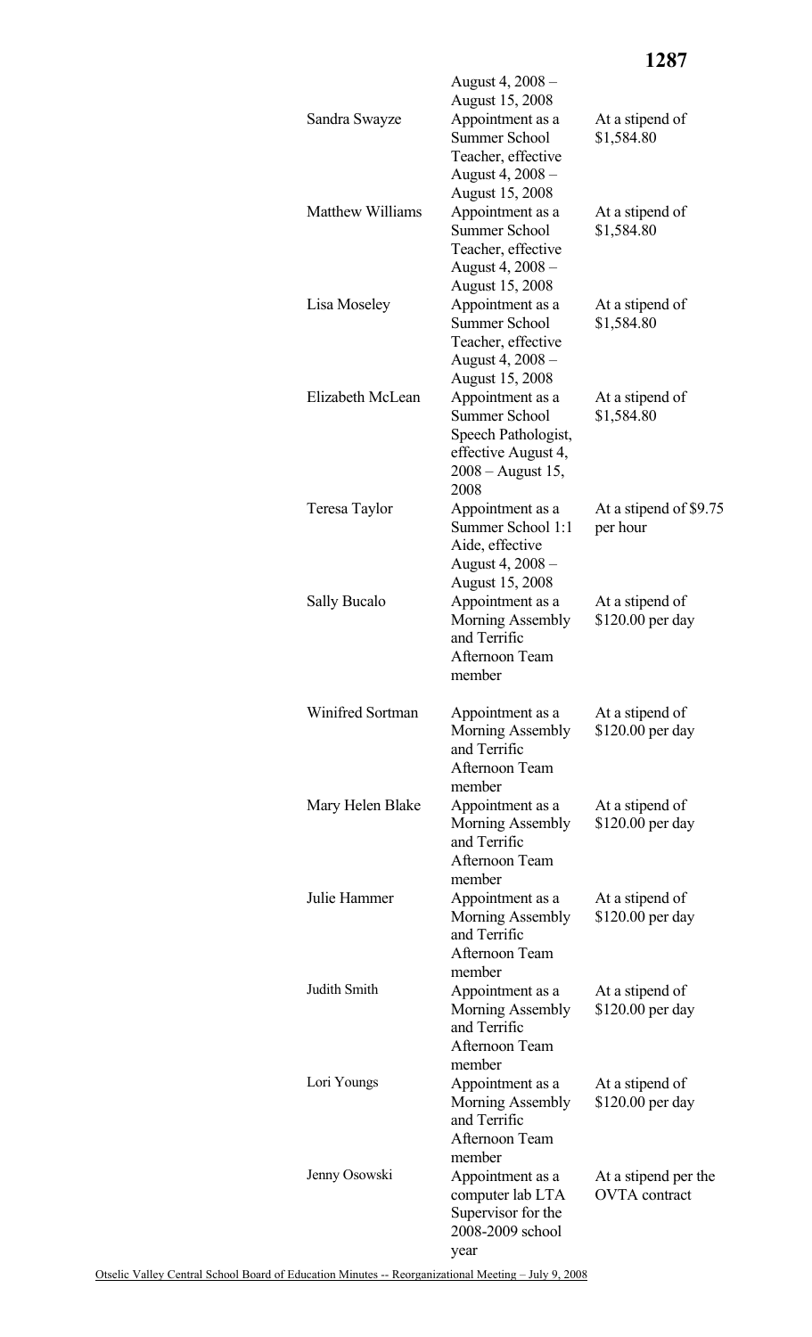| | | |
|---|---|---|
| | August 4, 2008 – August 15, 2008 | |
| Sandra Swayze | Appointment as a Summer School Teacher, effective August 4, 2008 – August 15, 2008 | At a stipend of $1,584.80 |
| Matthew Williams | Appointment as a Summer School Teacher, effective August 4, 2008 – August 15, 2008 | At a stipend of $1,584.80 |
| Lisa Moseley | Appointment as a Summer School Teacher, effective August 4, 2008 – August 15, 2008 | At a stipend of $1,584.80 |
| Elizabeth McLean | Appointment as a Summer School Speech Pathologist, effective August 4, 2008 – August 15, 2008 | At a stipend of $1,584.80 |
| Teresa Taylor | Appointment as a Summer School 1:1 Aide, effective August 4, 2008 – August 15, 2008 | At a stipend of $9.75 per hour |
| Sally Bucalo | Appointment as a Morning Assembly and Terrific Afternoon Team member | At a stipend of $120.00 per day |
| Winifred Sortman | Appointment as a Morning Assembly and Terrific Afternoon Team member | At a stipend of $120.00 per day |
| Mary Helen Blake | Appointment as a Morning Assembly and Terrific Afternoon Team member | At a stipend of $120.00 per day |
| Julie Hammer | Appointment as a Morning Assembly and Terrific Afternoon Team member | At a stipend of $120.00 per day |
| Judith Smith | Appointment as a Morning Assembly and Terrific Afternoon Team member | At a stipend of $120.00 per day |
| Lori Youngs | Appointment as a Morning Assembly and Terrific Afternoon Team member | At a stipend of $120.00 per day |
| Jenny Osowski | Appointment as a computer lab LTA Supervisor for the 2008-2009 school year | At a stipend per the OVTA contract |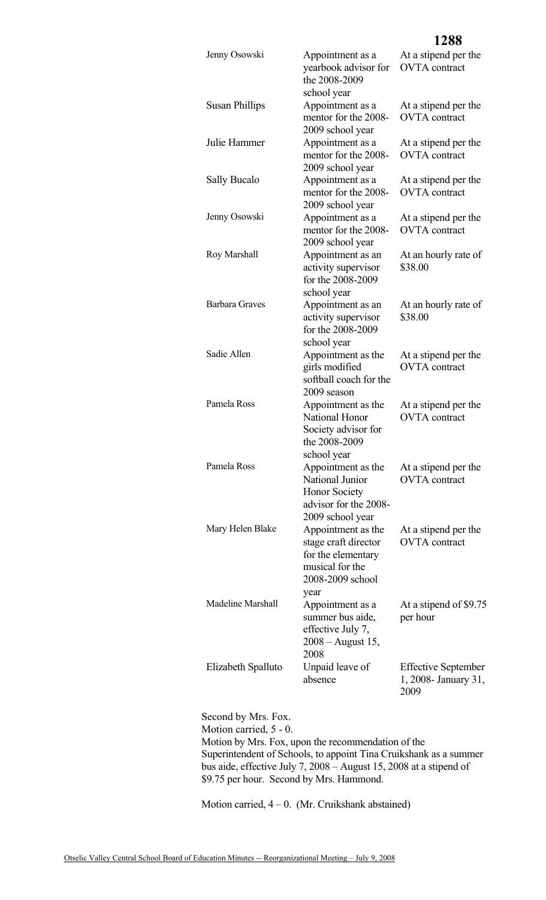| | | |
|---|---|---|
| Jenny Osowski | Appointment as a yearbook advisor for the 2008-2009 school year | At a stipend per the OVTA contract |
| Susan Phillips | Appointment as a mentor for the 2008-2009 school year | At a stipend per the OVTA contract |
| Julie Hammer | Appointment as a mentor for the 2008-2009 school year | At a stipend per the OVTA contract |
| Sally Bucalo | Appointment as a mentor for the 2008-2009 school year | At a stipend per the OVTA contract |
| Jenny Osowski | Appointment as a mentor for the 2008-2009 school year | At a stipend per the OVTA contract |
| Roy Marshall | Appointment as an activity supervisor for the 2008-2009 school year | At an hourly rate of $38.00 |
| Barbara Graves | Appointment as an activity supervisor for the 2008-2009 school year | At an hourly rate of $38.00 |
| Sadie Allen | Appointment as the girls modified softball coach for the 2009 season | At a stipend per the OVTA contract |
| Pamela Ross | Appointment as the National Honor Society advisor for the 2008-2009 school year | At a stipend per the OVTA contract |
| Pamela Ross | Appointment as the National Junior Honor Society advisor for the 2008-2009 school year | At a stipend per the OVTA contract |
| Mary Helen Blake | Appointment as the stage craft director for the elementary musical for the 2008-2009 school year | At a stipend per the OVTA contract |
| Madeline Marshall | Appointment as a summer bus aide, effective July 7, 2008 – August 15, 2008 | At a stipend of $9.75 per hour |
| Elizabeth Spalluto | Unpaid leave of absence | Effective September 1, 2008- January 31, 2009 |

Second by Mrs. Fox.
Motion carried, 5 - 0.
Motion by Mrs. Fox, upon the recommendation of the Superintendent of Schools, to appoint Tina Cruikshank as a summer bus aide, effective July 7, 2008 – August 15, 2008 at a stipend of $9.75 per hour. Second by Mrs. Hammond.

Motion carried, 4 – 0. (Mr. Cruikshank abstained)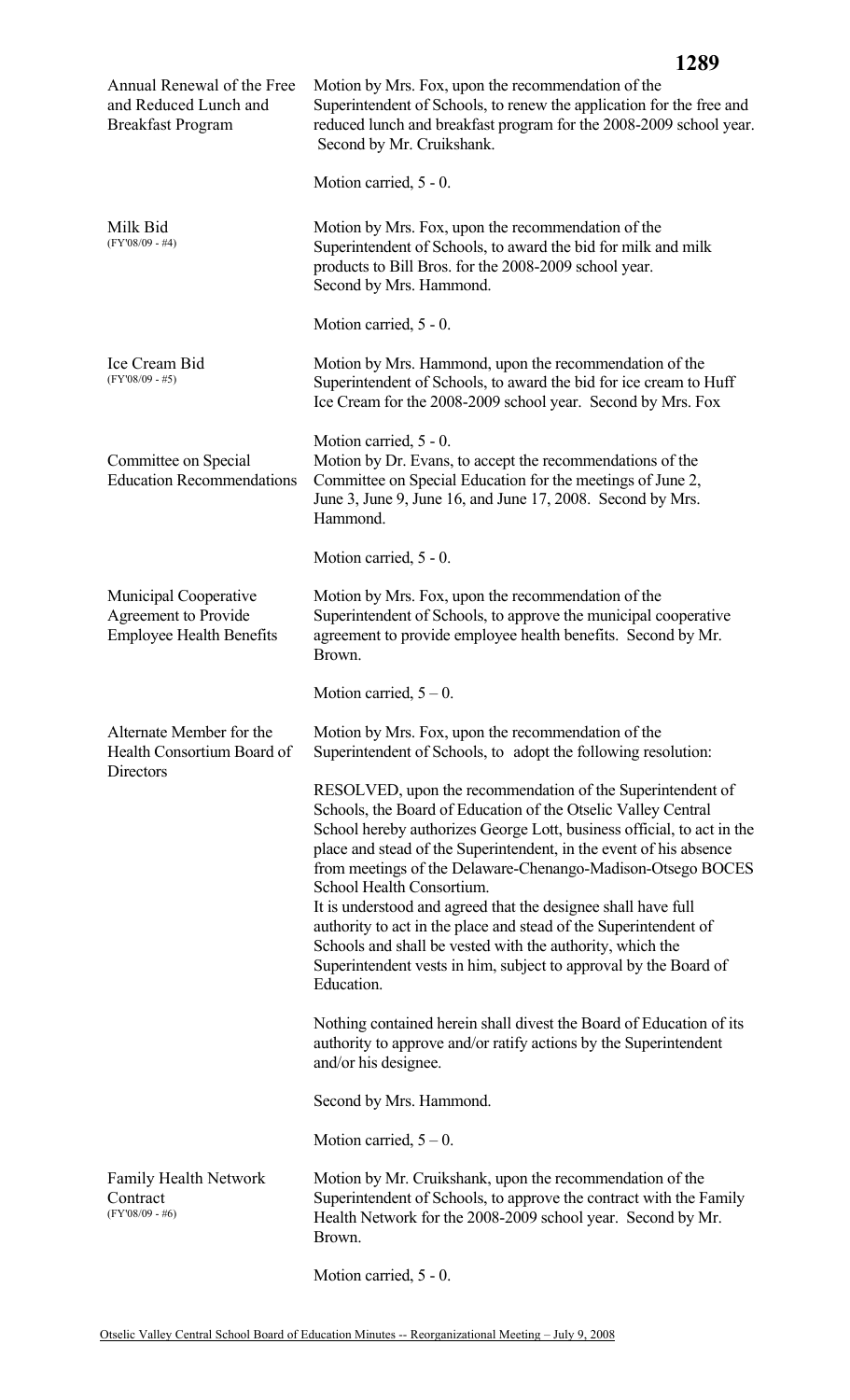**Annual Renewal of the Free and Reduced Lunch and Breakfast Program**

Motion by Mrs. Fox, upon the recommendation of the Superintendent of Schools, to renew the application for the free and reduced lunch and breakfast program for the 2008-2009 school year. Second by Mr. Cruikshank.

Motion carried, 5 - 0.

**Milk Bid** (FY'08/09 - #4)

Motion by Mrs. Fox, upon the recommendation of the Superintendent of Schools, to award the bid for milk and milk products to Bill Bros. for the 2008-2009 school year. Second by Mrs. Hammond.

Motion carried, 5 - 0.

**Ice Cream Bid** (FY'08/09 - #5)

Motion by Mrs. Hammond, upon the recommendation of the Superintendent of Schools, to award the bid for ice cream to Huff Ice Cream for the 2008-2009 school year. Second by Mrs. Fox

Motion carried, 5 - 0.

**Committee on Special Education Recommendations**

Motion by Dr. Evans, to accept the recommendations of the Committee on Special Education for the meetings of June 2, June 3, June 9, June 16, and June 17, 2008. Second by Mrs. Hammond.

Motion carried, 5 - 0.

**Municipal Cooperative Agreement to Provide Employee Health Benefits**

Motion by Mrs. Fox, upon the recommendation of the Superintendent of Schools, to approve the municipal cooperative agreement to provide employee health benefits. Second by Mr. Brown.

Motion carried, 5 – 0.

**Alternate Member for the Health Consortium Board of Directors**

Motion by Mrs. Fox, upon the recommendation of the Superintendent of Schools, to adopt the following resolution:

RESOLVED, upon the recommendation of the Superintendent of Schools, the Board of Education of the Otselic Valley Central School hereby authorizes George Lott, business official, to act in the place and stead of the Superintendent, in the event of his absence from meetings of the Delaware-Chenango-Madison-Otsego BOCES School Health Consortium.
It is understood and agreed that the designee shall have full authority to act in the place and stead of the Superintendent of Schools and shall be vested with the authority, which the Superintendent vests in him, subject to approval by the Board of Education.

Nothing contained herein shall divest the Board of Education of its authority to approve and/or ratify actions by the Superintendent and/or his designee.

Second by Mrs. Hammond.

Motion carried, 5 – 0.

**Family Health Network Contract** (FY'08/09 - #6)

Motion by Mr. Cruikshank, upon the recommendation of the Superintendent of Schools, to approve the contract with the Family Health Network for the 2008-2009 school year. Second by Mr. Brown.

Motion carried, 5 - 0.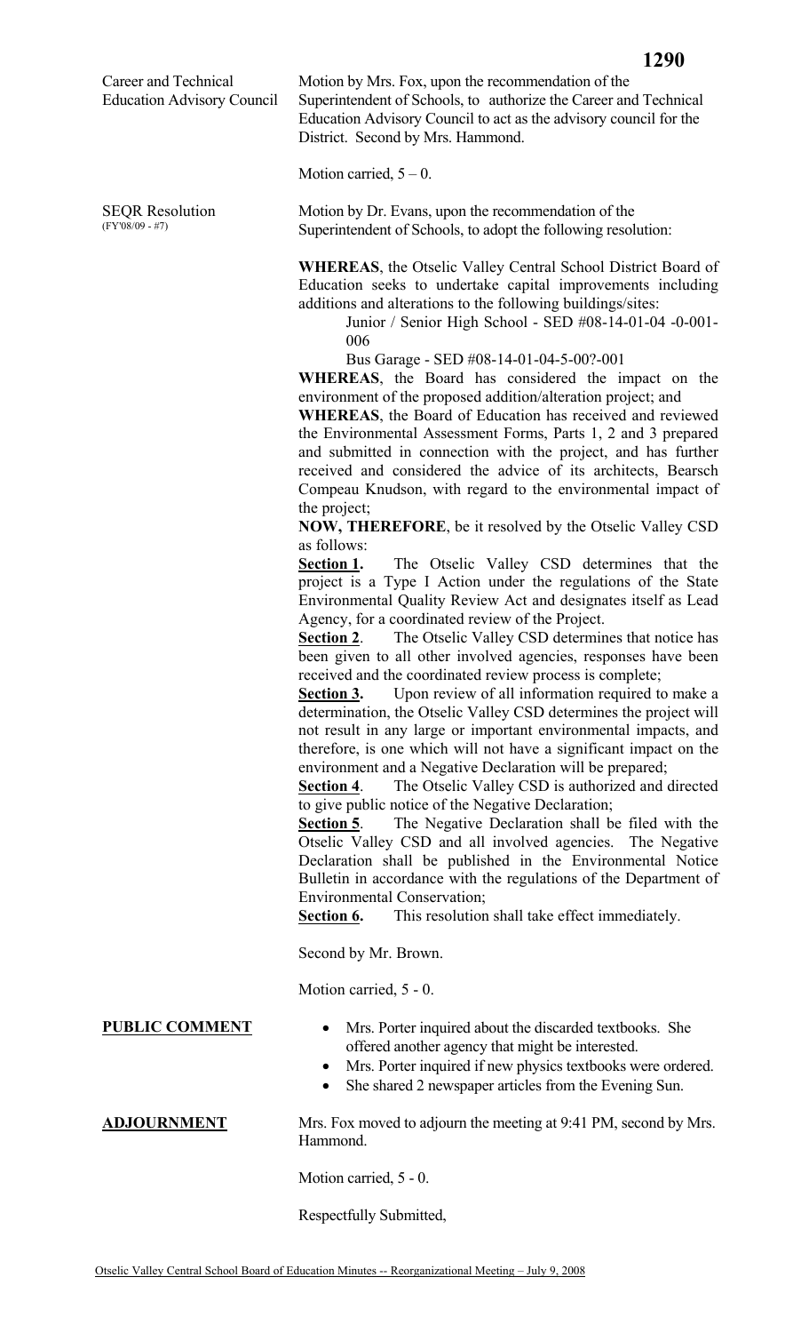**Career and Technical Education Advisory Council**

Motion by Mrs. Fox, upon the recommendation of the Superintendent of Schools, to authorize the Career and Technical Education Advisory Council to act as the advisory council for the District. Second by Mrs. Hammond.

Motion carried, 5 – 0.

**SEQR Resolution** (FY'08/09 - #7)

Motion by Dr. Evans, upon the recommendation of the Superintendent of Schools, to adopt the following resolution:

**WHEREAS**, the Otselic Valley Central School District Board of Education seeks to undertake capital improvements including additions and alterations to the following buildings/sites:

Junior / Senior High School - SED #08-14-01-04 -0-001-006

Bus Garage - SED #08-14-01-04-5-00?-001

**WHEREAS**, the Board has considered the impact on the environment of the proposed addition/alteration project; and

**WHEREAS**, the Board of Education has received and reviewed the Environmental Assessment Forms, Parts 1, 2 and 3 prepared and submitted in connection with the project, and has further received and considered the advice of its architects, Bearsch Compeau Knudson, with regard to the environmental impact of the project;

**NOW, THEREFORE**, be it resolved by the Otselic Valley CSD as follows:

**Section 1.** The Otselic Valley CSD determines that the project is a Type I Action under the regulations of the State Environmental Quality Review Act and designates itself as Lead Agency, for a coordinated review of the Project.

**Section 2**. The Otselic Valley CSD determines that notice has been given to all other involved agencies, responses have been received and the coordinated review process is complete;

**Section 3.** Upon review of all information required to make a determination, the Otselic Valley CSD determines the project will not result in any large or important environmental impacts, and therefore, is one which will not have a significant impact on the environment and a Negative Declaration will be prepared;

**Section 4**. The Otselic Valley CSD is authorized and directed to give public notice of the Negative Declaration;

**Section 5**. The Negative Declaration shall be filed with the Otselic Valley CSD and all involved agencies. The Negative Declaration shall be published in the Environmental Notice Bulletin in accordance with the regulations of the Department of Environmental Conservation;

**Section 6.** This resolution shall take effect immediately.

Second by Mr. Brown.

Motion carried, 5 - 0.

**PUBLIC COMMENT**

- Mrs. Porter inquired about the discarded textbooks. She offered another agency that might be interested.
- Mrs. Porter inquired if new physics textbooks were ordered.
- She shared 2 newspaper articles from the Evening Sun.

**ADJOURNMENT**

Mrs. Fox moved to adjourn the meeting at 9:41 PM, second by Mrs. Hammond.

Motion carried, 5 - 0.

Respectfully Submitted,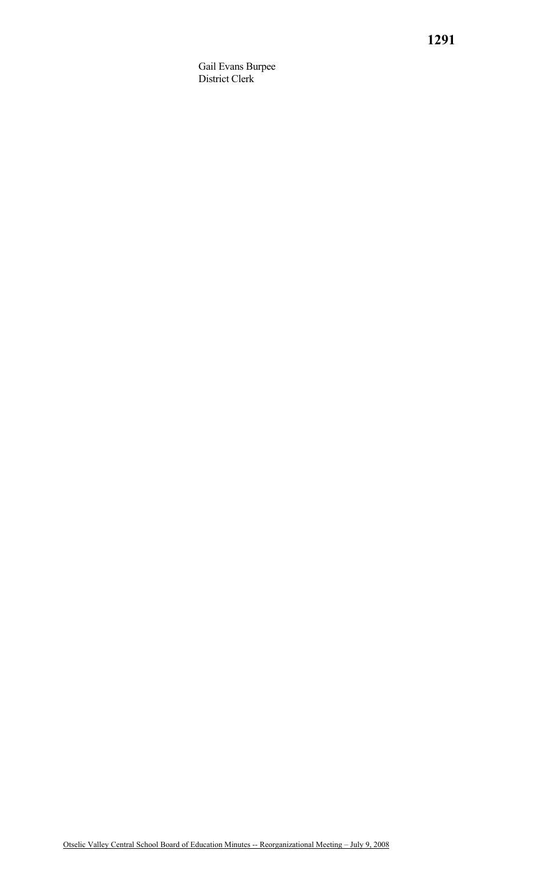Gail Evans Burpee
District Clerk